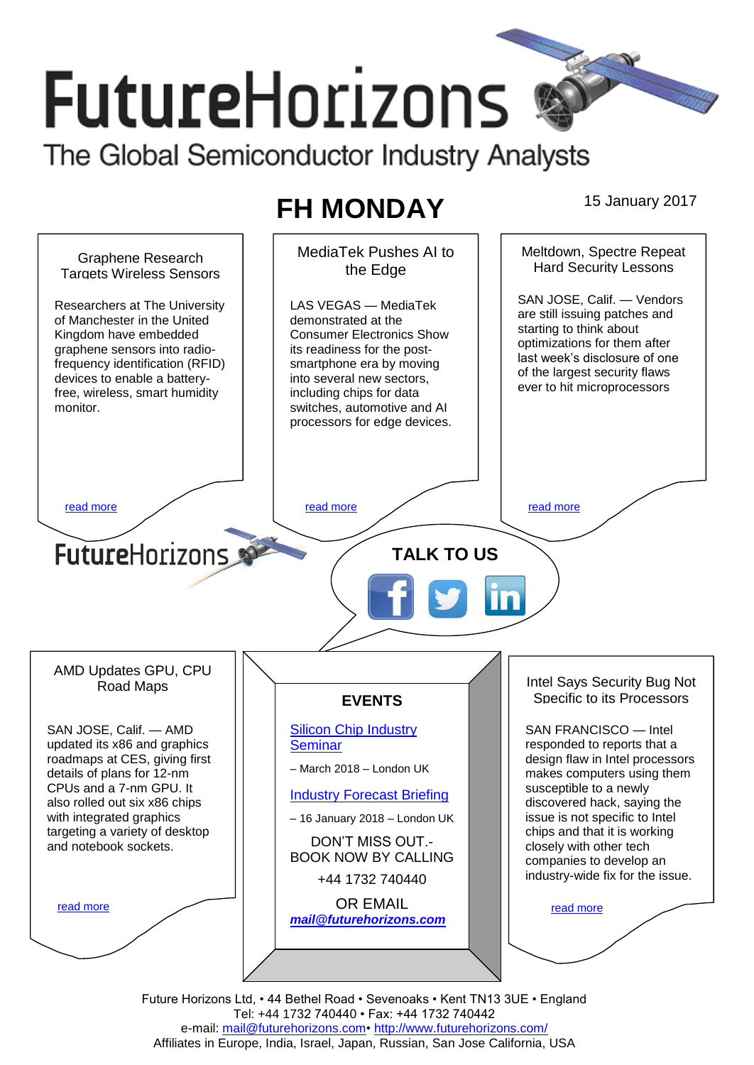# FutureHorizons

The Global Semiconductor Industry Analysts

## FH MONDAY

15 January 2017

### Graphene Research Targets Wireless Sensors

Researchers at The University of Manchester in the United Kingdom have embedded graphene sensors into radio-frequency identification (RFID) devices to enable a battery-free, wireless, smart humidity monitor.

read more

### MediaTek Pushes AI to the Edge

LAS VEGAS — MediaTek demonstrated at the Consumer Electronics Show its readiness for the post-smartphone era by moving into several new sectors, including chips for data switches, automotive and AI processors for edge devices.

read more

### Meltdown, Spectre Repeat Hard Security Lessons

SAN JOSE, Calif. — Vendors are still issuing patches and starting to think about optimizations for them after last week's disclosure of one of the largest security flaws ever to hit microprocessors

read more

FutureHorizons

**TALK TO US**

### AMD Updates GPU, CPU Road Maps

SAN JOSE, Calif. — AMD updated its x86 and graphics roadmaps at CES, giving first details of plans for 12-nm CPUs and a 7-nm GPU. It also rolled out six x86 chips with integrated graphics targeting a variety of desktop and notebook sockets.

read more

### EVENTS

Silicon Chip Industry Seminar

– March 2018 – London UK

Industry Forecast Briefing

– 16 January 2018 – London UK

DON'T MISS OUT.- BOOK NOW BY CALLING

+44 1732 740440

OR EMAIL

***mail@futurehorizons.com***

### Intel Says Security Bug Not Specific to Its Processors

SAN FRANCISCO — Intel responded to reports that a design flaw in Intel processors makes computers using them susceptible to a newly discovered hack, saying the issue is not specific to Intel chips and that it is working closely with other tech companies to develop an industry-wide fix for the issue.

read more

Future Horizons Ltd, • 44 Bethel Road • Sevenoaks • Kent TN13 3UE • England
Tel: +44 1732 740440 • Fax: +44 1732 740442
e-mail: mail@futurehorizons.com• http://www.futurehorizons.com/
Affiliates in Europe, India, Israel, Japan, Russian, San Jose California, USA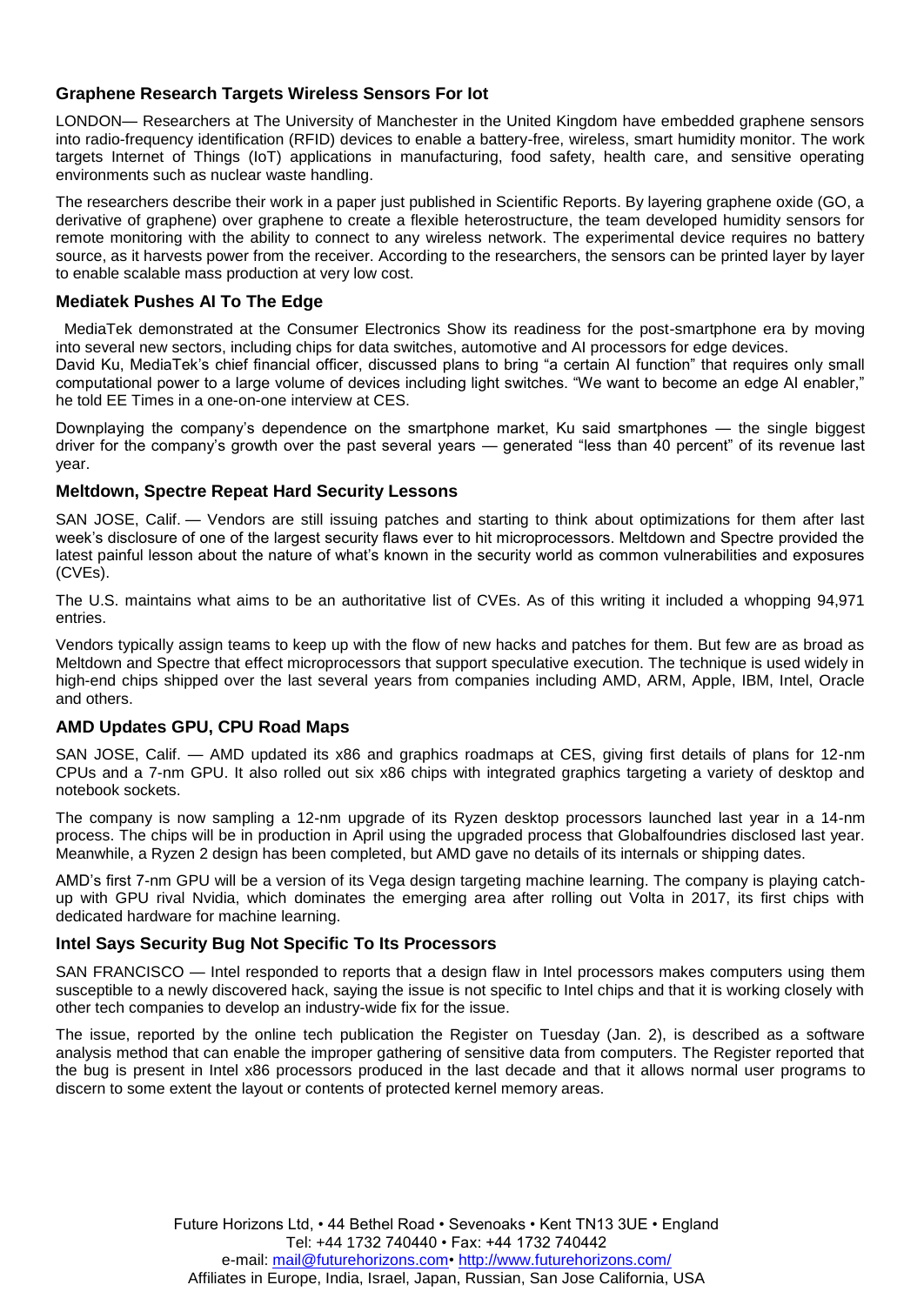## Graphene Research Targets Wireless Sensors For Iot

LONDON— Researchers at The University of Manchester in the United Kingdom have embedded graphene sensors into radio-frequency identification (RFID) devices to enable a battery-free, wireless, smart humidity monitor. The work targets Internet of Things (IoT) applications in manufacturing, food safety, health care, and sensitive operating environments such as nuclear waste handling.

The researchers describe their work in a paper just published in Scientific Reports. By layering graphene oxide (GO, a derivative of graphene) over graphene to create a flexible heterostructure, the team developed humidity sensors for remote monitoring with the ability to connect to any wireless network. The experimental device requires no battery source, as it harvests power from the receiver. According to the researchers, the sensors can be printed layer by layer to enable scalable mass production at very low cost.

## Mediatek Pushes AI To The Edge

MediaTek demonstrated at the Consumer Electronics Show its readiness for the post-smartphone era by moving into several new sectors, including chips for data switches, automotive and AI processors for edge devices.
David Ku, MediaTek's chief financial officer, discussed plans to bring "a certain AI function" that requires only small computational power to a large volume of devices including light switches. "We want to become an edge AI enabler," he told EE Times in a one-on-one interview at CES.

Downplaying the company's dependence on the smartphone market, Ku said smartphones — the single biggest driver for the company's growth over the past several years — generated "less than 40 percent" of its revenue last year.

## Meltdown, Spectre Repeat Hard Security Lessons

SAN JOSE, Calif. — Vendors are still issuing patches and starting to think about optimizations for them after last week's disclosure of one of the largest security flaws ever to hit microprocessors. Meltdown and Spectre provided the latest painful lesson about the nature of what's known in the security world as common vulnerabilities and exposures (CVEs).

The U.S. maintains what aims to be an authoritative list of CVEs. As of this writing it included a whopping 94,971 entries.

Vendors typically assign teams to keep up with the flow of new hacks and patches for them. But few are as broad as Meltdown and Spectre that effect microprocessors that support speculative execution. The technique is used widely in high-end chips shipped over the last several years from companies including AMD, ARM, Apple, IBM, Intel, Oracle and others.

## AMD Updates GPU, CPU Road Maps

SAN JOSE, Calif. — AMD updated its x86 and graphics roadmaps at CES, giving first details of plans for 12-nm CPUs and a 7-nm GPU. It also rolled out six x86 chips with integrated graphics targeting a variety of desktop and notebook sockets.

The company is now sampling a 12-nm upgrade of its Ryzen desktop processors launched last year in a 14-nm process. The chips will be in production in April using the upgraded process that Globalfoundries disclosed last year. Meanwhile, a Ryzen 2 design has been completed, but AMD gave no details of its internals or shipping dates.

AMD's first 7-nm GPU will be a version of its Vega design targeting machine learning. The company is playing catch-up with GPU rival Nvidia, which dominates the emerging area after rolling out Volta in 2017, its first chips with dedicated hardware for machine learning.

## Intel Says Security Bug Not Specific To Its Processors

SAN FRANCISCO — Intel responded to reports that a design flaw in Intel processors makes computers using them susceptible to a newly discovered hack, saying the issue is not specific to Intel chips and that it is working closely with other tech companies to develop an industry-wide fix for the issue.

The issue, reported by the online tech publication the Register on Tuesday (Jan. 2), is described as a software analysis method that can enable the improper gathering of sensitive data from computers. The Register reported that the bug is present in Intel x86 processors produced in the last decade and that it allows normal user programs to discern to some extent the layout or contents of protected kernel memory areas.

Future Horizons Ltd, • 44 Bethel Road • Sevenoaks • Kent TN13 3UE • England
Tel: +44 1732 740440 • Fax: +44 1732 740442
e-mail: mail@futurehorizons.com• http://www.futurehorizons.com/
Affiliates in Europe, India, Israel, Japan, Russian, San Jose California, USA